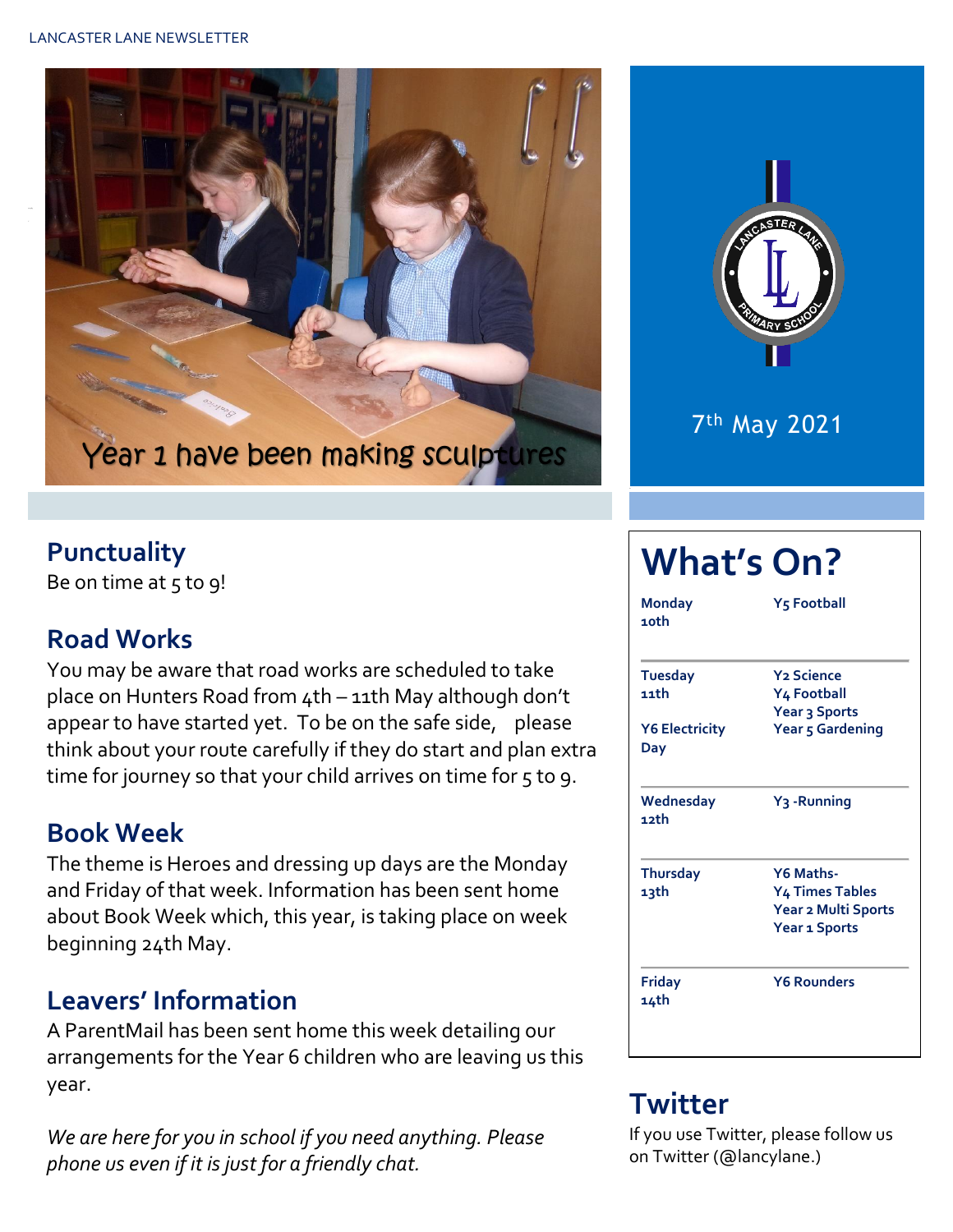LANCASTER LANE NEWSLETTER

Year 1 have been making sculptures

7th May 2021

## Punctuality

Be on time at 5 to 9!

## Road Works

You may be aware that road works are scheduled to take place on Hunters Road from 4th – 11th May although don't appear to have started yet. To be on the safe side, please think about your route carefully if they do start and plan extra time for journey so that your child arrives on time for 5 to 9.

## Book Week

The theme is Heroes and dressing up days are the Monday and Friday of that week. Information has been sent home about Book Week which, this year, is taking place on week beginning 24th May.

## Leavers' Information

A ParentMail has been sent home this week detailing our arrangements for the Year 6 children who are leaving us this year.

*We are here for you in school if you need anything. Please phone us even if it is just for a friendly chat.*

# What's On?

| | |
|---|---|
| **Monday 10th** | **Y5 Football** |
| **Tuesday 11th**<br>**Y6 Electricity Day** | **Y2 Science**<br>**Y4 Football**<br>**Year 3 Sports**<br>**Year 5 Gardening** |
| **Wednesday 12th** | **Y3 -Running** |
| **Thursday 13th** | **Y6 Maths-**<br>**Y4 Times Tables**<br>**Year 2 Multi Sports**<br>**Year 1 Sports** |
| **Friday 14th** | **Y6 Rounders** |

## Twitter

If you use Twitter, please follow us on Twitter (@lancylane.)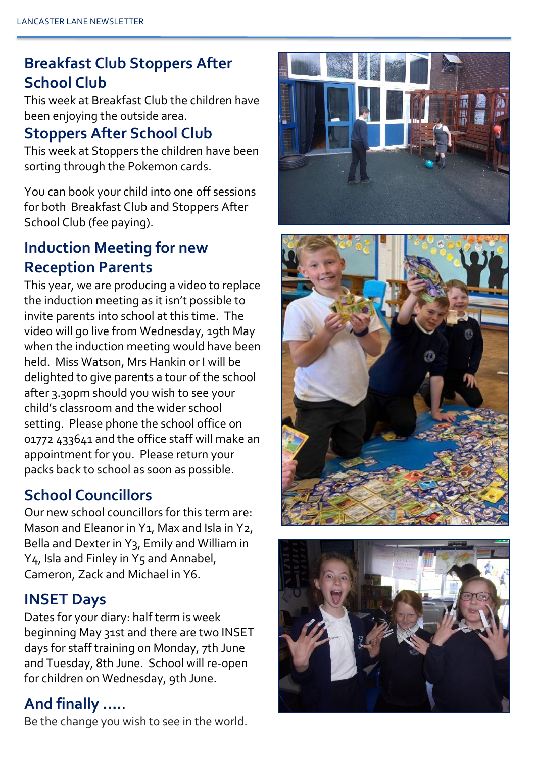## Breakfast Club Stoppers After School Club

This week at Breakfast Club the children have been enjoying the outside area.

## Stoppers After School Club

This week at Stoppers the children have been sorting through the Pokemon cards.

You can book your child into one off sessions for both Breakfast Club and Stoppers After School Club (fee paying).

## Induction Meeting for new Reception Parents

This year, we are producing a video to replace the induction meeting as it isn't possible to invite parents into school at this time. The video will go live from Wednesday, 19th May when the induction meeting would have been held. Miss Watson, Mrs Hankin or I will be delighted to give parents a tour of the school after 3.30pm should you wish to see your child's classroom and the wider school setting. Please phone the school office on 01772 433641 and the office staff will make an appointment for you. Please return your packs back to school as soon as possible.

## School Councillors

Our new school councillors for this term are: Mason and Eleanor in Y1, Max and Isla in Y2, Bella and Dexter in Y3, Emily and William in Y4, Isla and Finley in Y5 and Annabel, Cameron, Zack and Michael in Y6.

## INSET Days

Dates for your diary: half term is week beginning May 31st and there are two INSET days for staff training on Monday, 7th June and Tuesday, 8th June. School will re-open for children on Wednesday, 9th June.

## And finally .....

Be the change you wish to see in the world.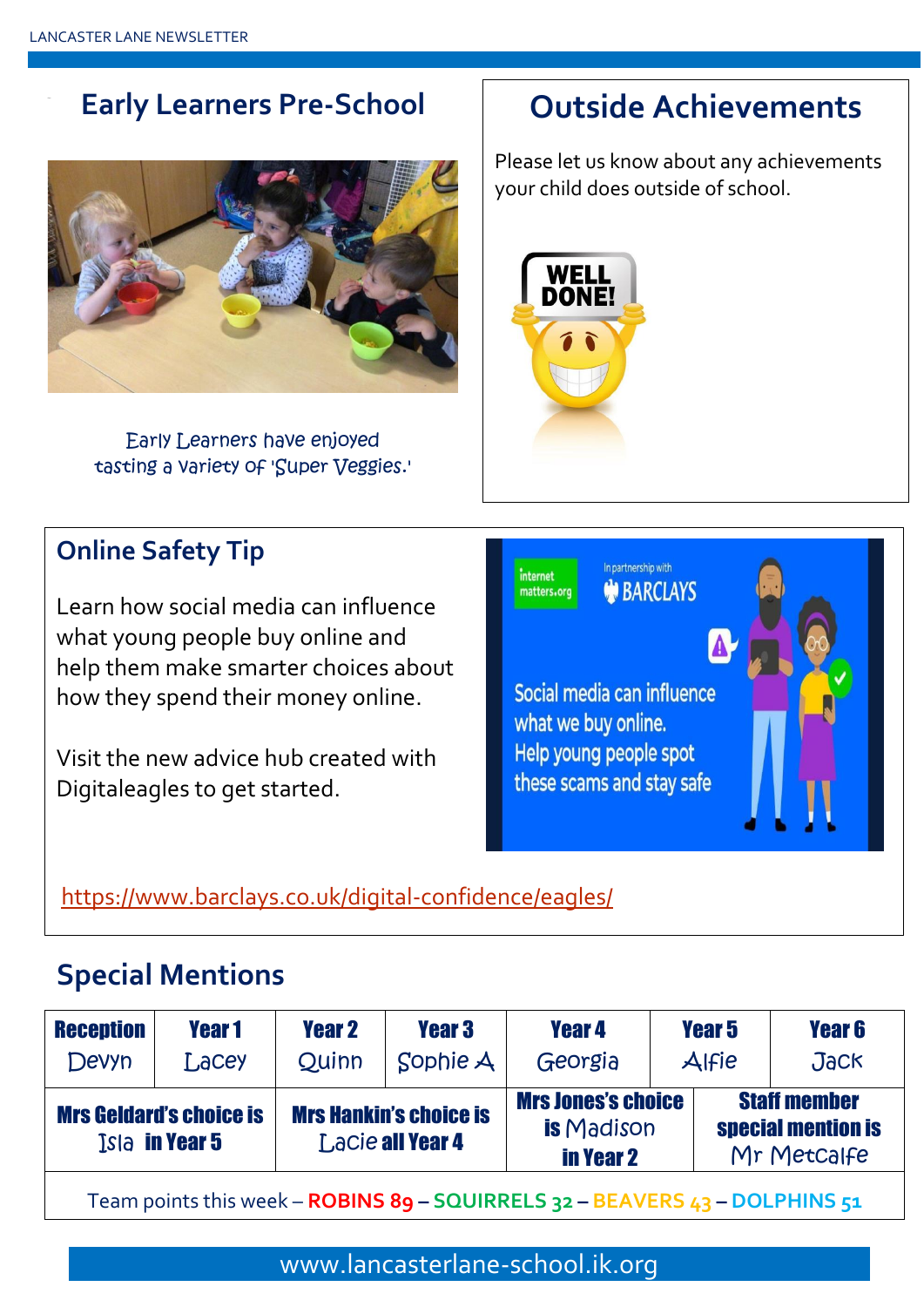## Early Learners Pre-School

Early Learners have enjoyed tasting a variety of 'Super Veggies.'

## Outside Achievements

Please let us know about any achievements your child does outside of school.

## Online Safety Tip

Learn how social media can influence what young people buy online and help them make smarter choices about how they spend their money online.

Visit the new advice hub created with Digitaleagles to get started.

https://www.barclays.co.uk/digital-confidence/eagles/

## Special Mentions

| Reception | Year 1 | Year 2 | Year 3 | Year 4 | Year 5 | Year 6 |
|---|---|---|---|---|---|---|
| Devyn | Lacey | Quinn | Sophie A | Georgia | Alfie | Jack |

| | | | |
|---|---|---|---|
| **Mrs Geldard's choice is** Isla **in Year 5** | **Mrs Hankin's choice is** Lacie **all Year 4** | **Mrs Jones's choice is** Madison **in Year 2** | **Staff member special mention is** Mr Metcalfe |

Team points this week – **ROBINS 89** – **SQUIRRELS 32** – **BEAVERS 43** – **DOLPHINS 51**

www.lancasterlane-school.ik.org